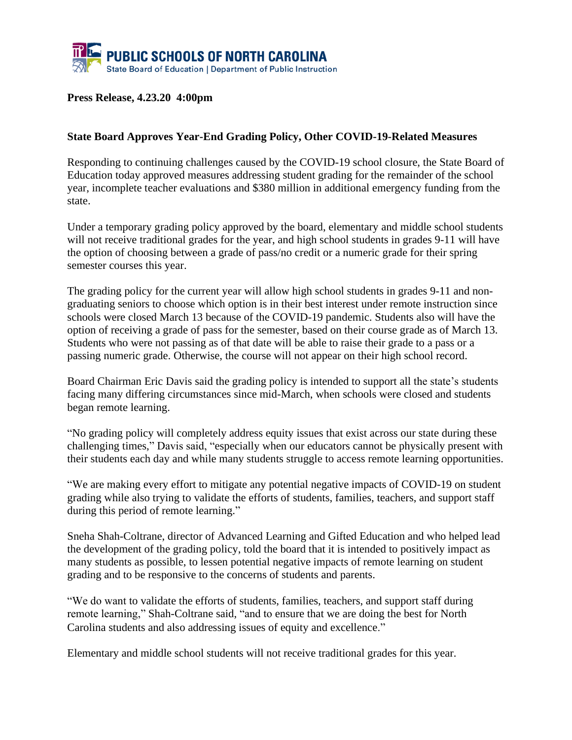**PUBLIC SCHOOLS OF NORTH CAROLINA**
State Board of Education | Department of Public Instruction

**Press Release, 4.23.20 4:00pm**

**State Board Approves Year-End Grading Policy, Other COVID-19-Related Measures**

Responding to continuing challenges caused by the COVID-19 school closure, the State Board of Education today approved measures addressing student grading for the remainder of the school year, incomplete teacher evaluations and $380 million in additional emergency funding from the state.

Under a temporary grading policy approved by the board, elementary and middle school students will not receive traditional grades for the year, and high school students in grades 9-11 will have the option of choosing between a grade of pass/no credit or a numeric grade for their spring semester courses this year.

The grading policy for the current year will allow high school students in grades 9-11 and non-graduating seniors to choose which option is in their best interest under remote instruction since schools were closed March 13 because of the COVID-19 pandemic. Students also will have the option of receiving a grade of pass for the semester, based on their course grade as of March 13. Students who were not passing as of that date will be able to raise their grade to a pass or a passing numeric grade. Otherwise, the course will not appear on their high school record.

Board Chairman Eric Davis said the grading policy is intended to support all the state's students facing many differing circumstances since mid-March, when schools were closed and students began remote learning.

"No grading policy will completely address equity issues that exist across our state during these challenging times," Davis said, "especially when our educators cannot be physically present with their students each day and while many students struggle to access remote learning opportunities.

"We are making every effort to mitigate any potential negative impacts of COVID-19 on student grading while also trying to validate the efforts of students, families, teachers, and support staff during this period of remote learning."

Sneha Shah-Coltrane, director of Advanced Learning and Gifted Education and who helped lead the development of the grading policy, told the board that it is intended to positively impact as many students as possible, to lessen potential negative impacts of remote learning on student grading and to be responsive to the concerns of students and parents.

"We do want to validate the efforts of students, families, teachers, and support staff during remote learning," Shah-Coltrane said, "and to ensure that we are doing the best for North Carolina students and also addressing issues of equity and excellence."

Elementary and middle school students will not receive traditional grades for this year.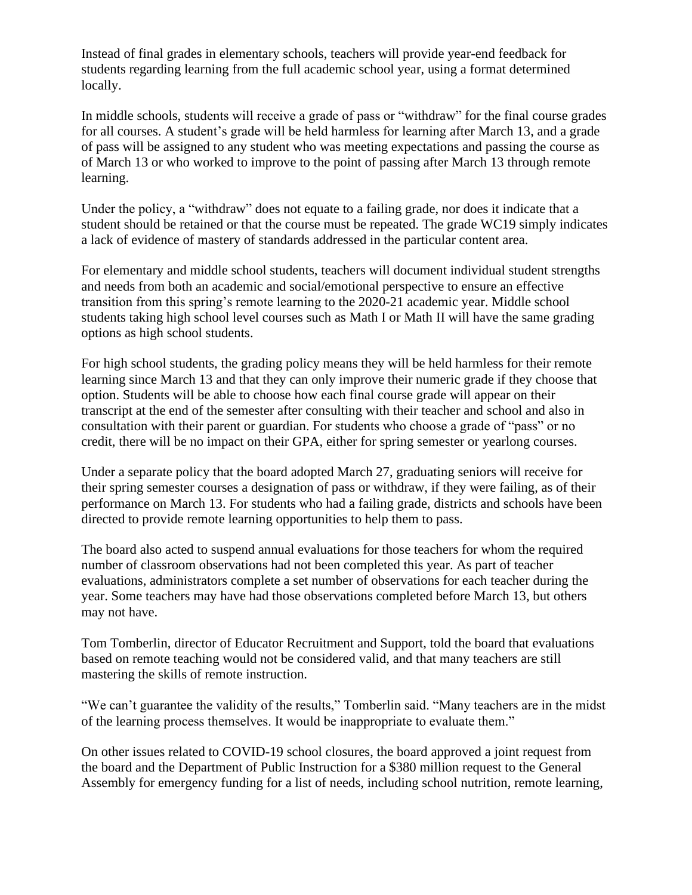Instead of final grades in elementary schools, teachers will provide year-end feedback for students regarding learning from the full academic school year, using a format determined locally.

In middle schools, students will receive a grade of pass or "withdraw" for the final course grades for all courses. A student's grade will be held harmless for learning after March 13, and a grade of pass will be assigned to any student who was meeting expectations and passing the course as of March 13 or who worked to improve to the point of passing after March 13 through remote learning.

Under the policy, a "withdraw" does not equate to a failing grade, nor does it indicate that a student should be retained or that the course must be repeated. The grade WC19 simply indicates a lack of evidence of mastery of standards addressed in the particular content area.

For elementary and middle school students, teachers will document individual student strengths and needs from both an academic and social/emotional perspective to ensure an effective transition from this spring's remote learning to the 2020-21 academic year. Middle school students taking high school level courses such as Math I or Math II will have the same grading options as high school students.

For high school students, the grading policy means they will be held harmless for their remote learning since March 13 and that they can only improve their numeric grade if they choose that option. Students will be able to choose how each final course grade will appear on their transcript at the end of the semester after consulting with their teacher and school and also in consultation with their parent or guardian. For students who choose a grade of "pass" or no credit, there will be no impact on their GPA, either for spring semester or yearlong courses.

Under a separate policy that the board adopted March 27, graduating seniors will receive for their spring semester courses a designation of pass or withdraw, if they were failing, as of their performance on March 13. For students who had a failing grade, districts and schools have been directed to provide remote learning opportunities to help them to pass.

The board also acted to suspend annual evaluations for those teachers for whom the required number of classroom observations had not been completed this year. As part of teacher evaluations, administrators complete a set number of observations for each teacher during the year. Some teachers may have had those observations completed before March 13, but others may not have.

Tom Tomberlin, director of Educator Recruitment and Support, told the board that evaluations based on remote teaching would not be considered valid, and that many teachers are still mastering the skills of remote instruction.

"We can't guarantee the validity of the results," Tomberlin said. "Many teachers are in the midst of the learning process themselves. It would be inappropriate to evaluate them."

On other issues related to COVID-19 school closures, the board approved a joint request from the board and the Department of Public Instruction for a $380 million request to the General Assembly for emergency funding for a list of needs, including school nutrition, remote learning,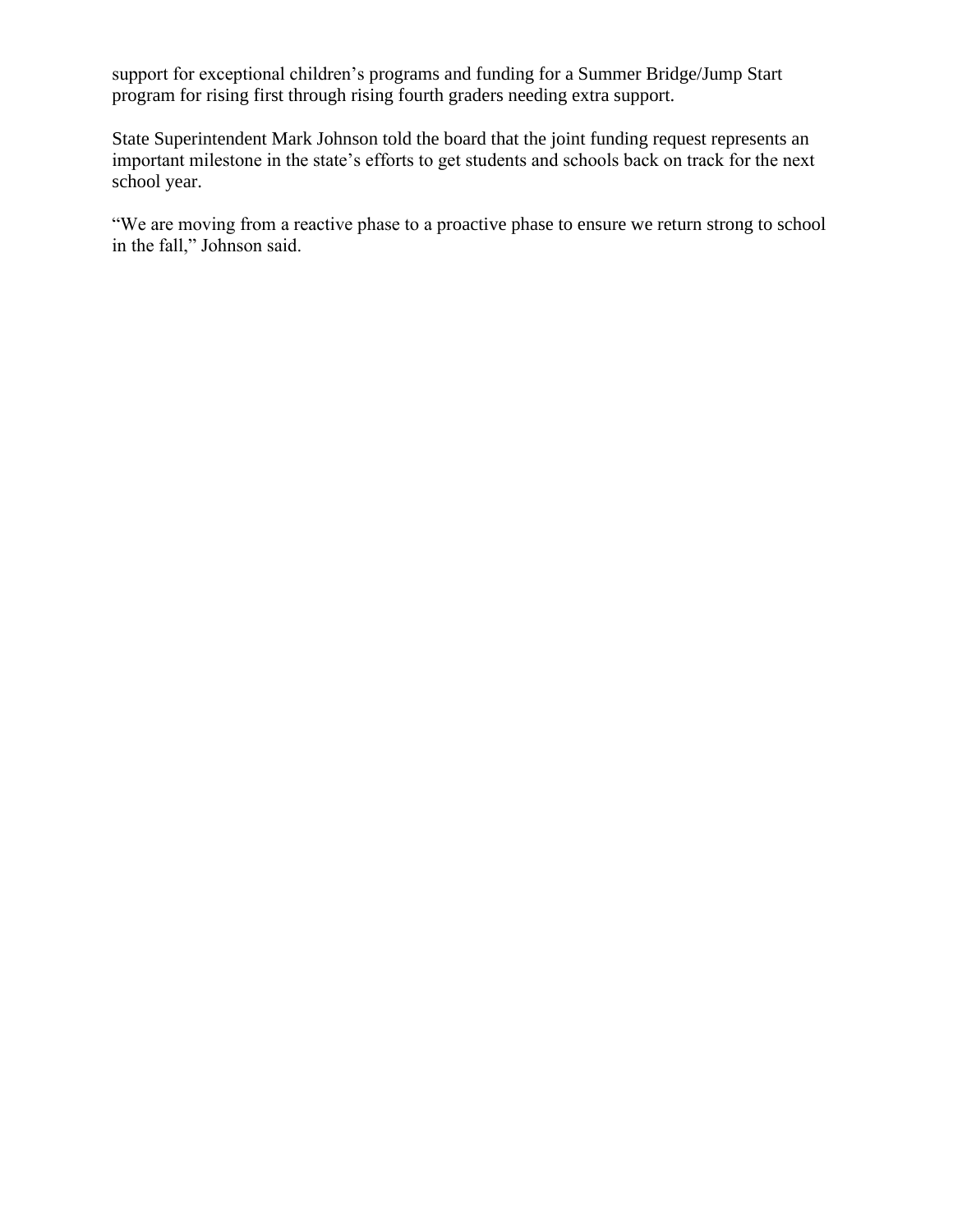support for exceptional children's programs and funding for a Summer Bridge/Jump Start program for rising first through rising fourth graders needing extra support.

State Superintendent Mark Johnson told the board that the joint funding request represents an important milestone in the state's efforts to get students and schools back on track for the next school year.

"We are moving from a reactive phase to a proactive phase to ensure we return strong to school in the fall," Johnson said.